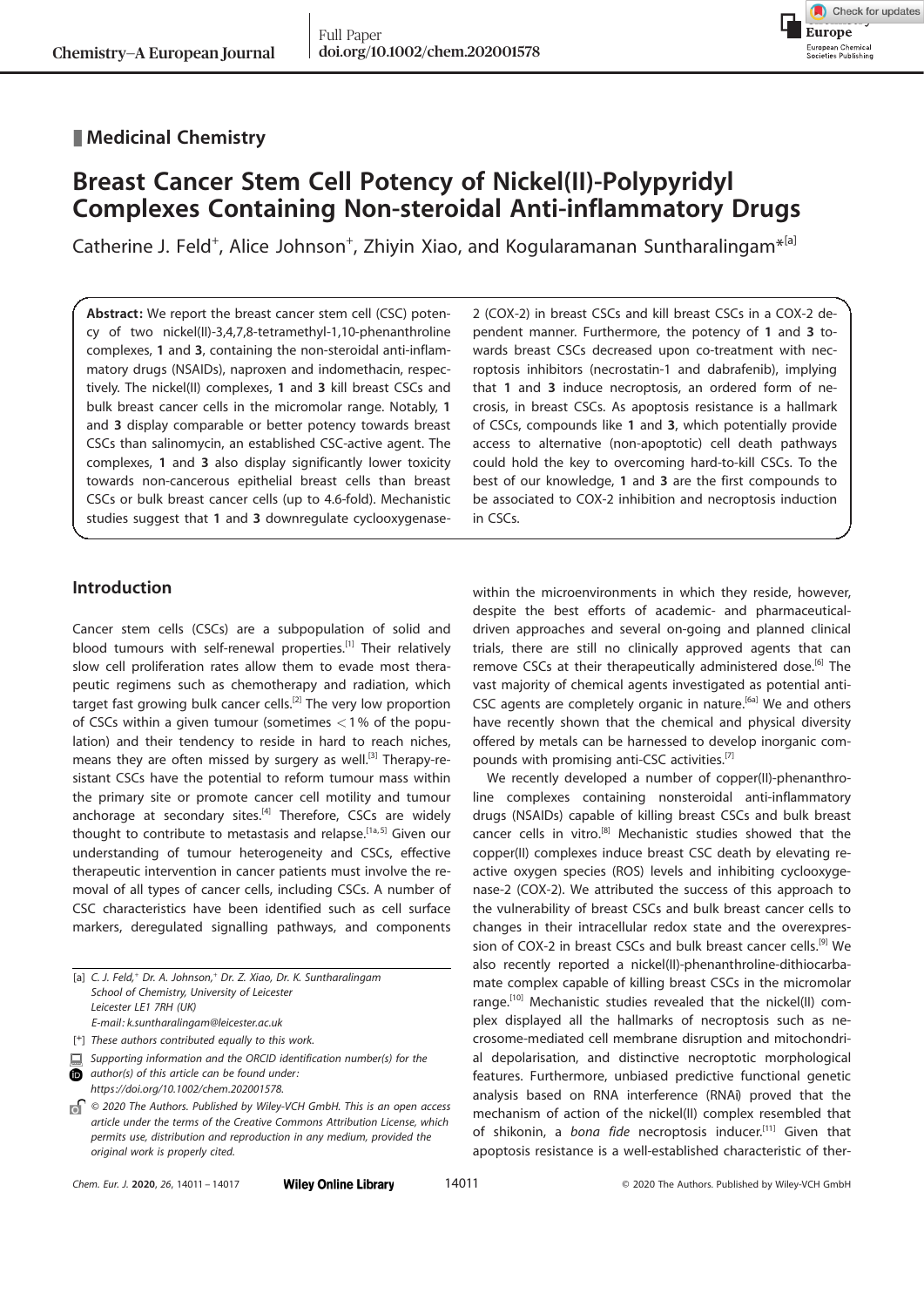## Medicinal Chemistry

# Breast Cancer Stem Cell Potency of Nickel(II)-Polypyridyl Complexes Containing Non-steroidal Anti-inflammatory Drugs

Catherine J. Feld[+], Alice Johnson[+], Zhiyin Xiao, and Kogularamanan Suntharalingam*[a]

**Abstract:** We report the breast cancer stem cell (CSC) potency of two nickel(II)-3,4,7,8-tetramethyl-1,10-phenanthroline complexes, **1** and **3**, containing the non-steroidal anti-inflammatory drugs (NSAIDs), naproxen and indomethacin, respectively. The nickel(II) complexes, **1** and **3** kill breast CSCs and bulk breast cancer cells in the micromolar range. Notably, **1** and **3** display comparable or better potency towards breast CSCs than salinomycin, an established CSC-active agent. The complexes, **1** and **3** also display significantly lower toxicity towards non-cancerous epithelial breast cells than breast CSCs or bulk breast cancer cells (up to 4.6-fold). Mechanistic studies suggest that **1** and **3** downregulate cyclooxygenase-2 (COX-2) in breast CSCs and kill breast CSCs in a COX-2 dependent manner. Furthermore, the potency of **1** and **3** towards breast CSCs decreased upon co-treatment with necroptosis inhibitors (necrostatin-1 and dabrafenib), implying that **1** and **3** induce necroptosis, an ordered form of necrosis, in breast CSCs. As apoptosis resistance is a hallmark of CSCs, compounds like **1** and **3**, which potentially provide access to alternative (non-apoptotic) cell death pathways could hold the key to overcoming hard-to-kill CSCs. To the best of our knowledge, **1** and **3** are the first compounds to be associated to COX-2 inhibition and necroptosis induction in CSCs.

## Introduction

Cancer stem cells (CSCs) are a subpopulation of solid and blood tumours with self-renewal properties.[1] Their relatively slow cell proliferation rates allow them to evade most therapeutic regimens such as chemotherapy and radiation, which target fast growing bulk cancer cells.[2] The very low proportion of CSCs within a given tumour (sometimes $<1\%$ of the population) and their tendency to reside in hard to reach niches, means they are often missed by surgery as well.[3] Therapy-resistant CSCs have the potential to reform tumour mass within the primary site or promote cancer cell motility and tumour anchorage at secondary sites.[4] Therefore, CSCs are widely thought to contribute to metastasis and relapse.[1a,5] Given our understanding of tumour heterogeneity and CSCs, effective therapeutic intervention in cancer patients must involve the removal of all types of cancer cells, including CSCs. A number of CSC characteristics have been identified such as cell surface markers, deregulated signalling pathways, and components within the microenvironments in which they reside, however, despite the best efforts of academic- and pharmaceutical-driven approaches and several on-going and planned clinical trials, there are still no clinically approved agents that can remove CSCs at their therapeutically administered dose.[6] The vast majority of chemical agents investigated as potential anti-CSC agents are completely organic in nature.[6a] We and others have recently shown that the chemical and physical diversity offered by metals can be harnessed to develop inorganic compounds with promising anti-CSC activities.[7]

We recently developed a number of copper(II)-phenanthroline complexes containing nonsteroidal anti-inflammatory drugs (NSAIDs) capable of killing breast CSCs and bulk breast cancer cells in vitro.[8] Mechanistic studies showed that the copper(II) complexes induce breast CSC death by elevating reactive oxygen species (ROS) levels and inhibiting cyclooxygenase-2 (COX-2). We attributed the success of this approach to the vulnerability of breast CSCs and bulk breast cancer cells to changes in their intracellular redox state and the overexpression of COX-2 in breast CSCs and bulk breast cancer cells.[9] We also recently reported a nickel(II)-phenanthroline-dithiocarbamate complex capable of killing breast CSCs in the micromolar range.[10] Mechanistic studies revealed that the nickel(II) complex displayed all the hallmarks of necroptosis such as necrosome-mediated cell membrane disruption and mitochondrial depolarisation, and distinctive necroptotic morphological features. Furthermore, unbiased predictive functional genetic analysis based on RNA interference (RNAi) proved that the mechanism of action of the nickel(II) complex resembled that of shikonin, a *bona fide* necroptosis inducer.[11] Given that apoptosis resistance is a well-established characteristic of ther-

[a] C. J. Feld,[+] Dr. A. Johnson,[+] Dr. Z. Xiao, Dr. K. Suntharalingam
School of Chemistry, University of Leicester
Leicester LE1 7RH (UK)
E-mail: k.suntharalingam@leicester.ac.uk

[+] These authors contributed equally to this work.

Supporting information and the ORCID identification number(s) for the author(s) of this article can be found under: https://doi.org/10.1002/chem.202001578.

© 2020 The Authors. Published by Wiley-VCH GmbH. This is an open access article under the terms of the Creative Commons Attribution License, which permits use, distribution and reproduction in any medium, provided the original work is properly cited.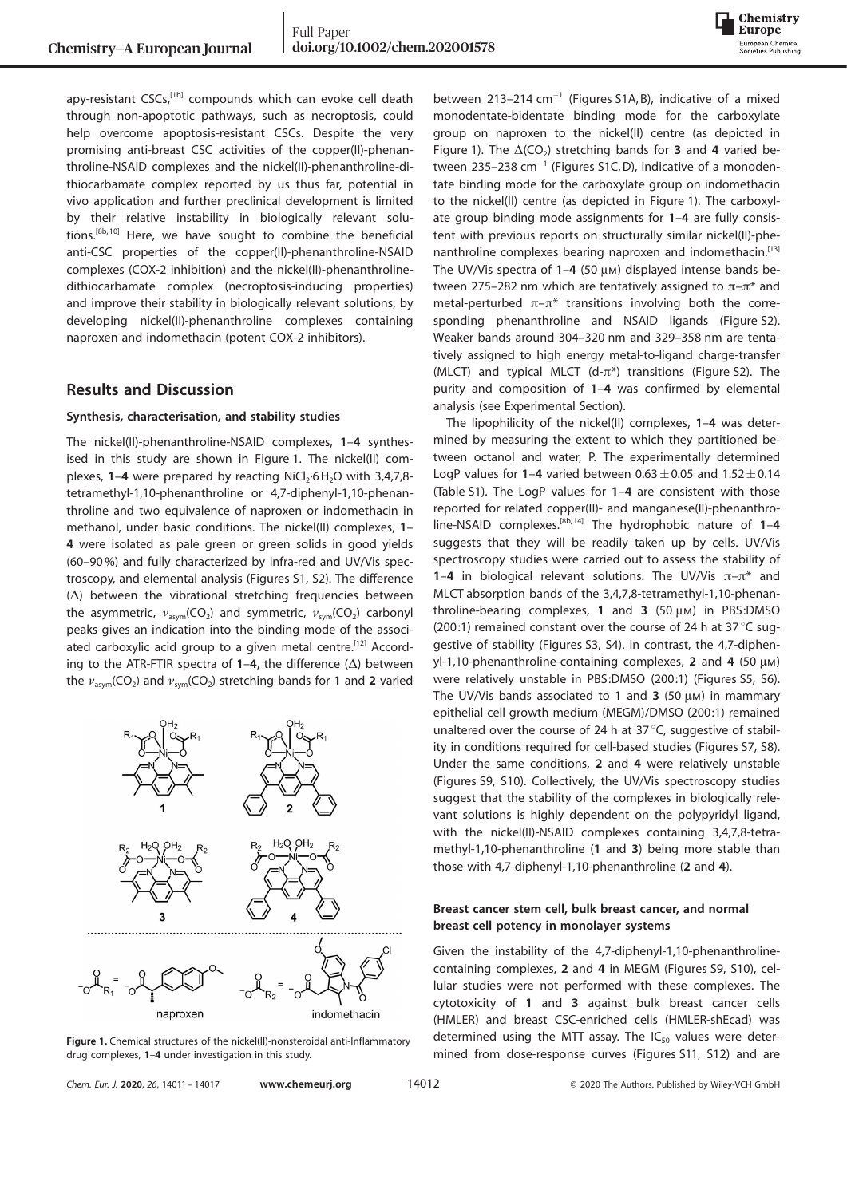apy-resistant CSCs,[1b] compounds which can evoke cell death through non-apoptotic pathways, such as necroptosis, could help overcome apoptosis-resistant CSCs. Despite the very promising anti-breast CSC activities of the copper(II)-phenanthroline-NSAID complexes and the nickel(II)-phenanthroline-dithiocarbamate complex reported by us thus far, potential in vivo application and further preclinical development is limited by their relative instability in biologically relevant solutions.[8b,10] Here, we have sought to combine the beneficial anti-CSC properties of the copper(II)-phenanthroline-NSAID complexes (COX-2 inhibition) and the nickel(II)-phenanthroline-dithiocarbamate complex (necroptosis-inducing properties) and improve their stability in biologically relevant solutions, by developing nickel(II)-phenanthroline complexes containing naproxen and indomethacin (potent COX-2 inhibitors).

## Results and Discussion

### Synthesis, characterisation, and stability studies

The nickel(II)-phenanthroline-NSAID complexes, **1**–**4** synthesised in this study are shown in Figure 1. The nickel(II) complexes, **1**–**4** were prepared by reacting $NiCl_2 \cdot 6H_2O$ with 3,4,7,8-tetramethyl-1,10-phenanthroline or 4,7-diphenyl-1,10-phenanthroline and two equivalence of naproxen or indomethacin in methanol, under basic conditions. The nickel(II) complexes, **1**–**4** were isolated as pale green or green solids in good yields (60–90%) and fully characterized by infra-red and UV/Vis spectroscopy, and elemental analysis (Figures S1, S2). The difference ($\Delta$) between the vibrational stretching frequencies between the asymmetric, $\nu_{asym}(CO_2)$ and symmetric, $\nu_{sym}(CO_2)$ carbonyl peaks gives an indication into the binding mode of the associated carboxylic acid group to a given metal centre.[12] According to the ATR-FTIR spectra of **1**–**4**, the difference ($\Delta$) between the $\nu_{asym}(CO_2)$ and $\nu_{sym}(CO_2)$ stretching bands for **1** and **2** varied between 213–214 $cm^{-1}$ (Figures S1A, B), indicative of a mixed monodentate-bidentate binding mode for the carboxylate group on naproxen to the nickel(II) centre (as depicted in Figure 1). The $\Delta(CO_2)$ stretching bands for **3** and **4** varied between 235–238 $cm^{-1}$ (Figures S1C, D), indicative of a monodentate binding mode for the carboxylate group on indomethacin to the nickel(II) centre (as depicted in Figure 1). The carboxylate group binding mode assignments for **1**–**4** are fully consistent with previous reports on structurally similar nickel(II)-phenanthroline complexes bearing naproxen and indomethacin.[13] The UV/Vis spectra of **1**–**4** (50 μM) displayed intense bands between 275–282 nm which are tentatively assigned to $\pi$–$\pi^*$ and metal-perturbed $\pi$–$\pi^*$ transitions involving both the corresponding phenanthroline and NSAID ligands (Figure S2). Weaker bands around 304–320 nm and 329–358 nm are tentatively assigned to high energy metal-to-ligand charge-transfer (MLCT) and typical MLCT (d-$\pi^*$) transitions (Figure S2). The purity and composition of **1**–**4** was confirmed by elemental analysis (see Experimental Section).

The lipophilicity of the nickel(II) complexes, **1**–**4** was determined by measuring the extent to which they partitioned between octanol and water, P. The experimentally determined LogP values for **1**–**4** varied between $0.63 \pm 0.05$ and $1.52 \pm 0.14$ (Table S1). The LogP values for **1**–**4** are consistent with those reported for related copper(II)- and manganese(II)-phenanthroline-NSAID complexes.[8b,14] The hydrophobic nature of **1**–**4** suggests that they will be readily taken up by cells. UV/Vis spectroscopy studies were carried out to assess the stability of **1**–**4** in biological relevant solutions. The UV/Vis $\pi$–$\pi^*$ and MLCT absorption bands of the 3,4,7,8-tetramethyl-1,10-phenanthroline-bearing complexes, **1** and **3** (50 μM) in PBS:DMSO (200:1) remained constant over the course of 24 h at 37 °C suggestive of stability (Figures S3, S4). In contrast, the 4,7-diphenyl-1,10-phenanthroline-containing complexes, **2** and **4** (50 μM) were relatively unstable in PBS:DMSO (200:1) (Figures S5, S6). The UV/Vis bands associated to **1** and **3** (50 μM) in mammary epithelial cell growth medium (MEGM)/DMSO (200:1) remained unaltered over the course of 24 h at 37 °C, suggestive of stability in conditions required for cell-based studies (Figures S7, S8). Under the same conditions, **2** and **4** were relatively unstable (Figures S9, S10). Collectively, the UV/Vis spectroscopy studies suggest that the stability of the complexes in biologically relevant solutions is highly dependent on the polypyridyl ligand, with the nickel(II)-NSAID complexes containing 3,4,7,8-tetramethyl-1,10-phenanthroline (**1** and **3**) being more stable than those with 4,7-diphenyl-1,10-phenanthroline (**2** and **4**).

**Figure 1.** Chemical structures of the nickel(II)-nonsteroidal anti-Inflammatory drug complexes, **1**–**4** under investigation in this study.

### Breast cancer stem cell, bulk breast cancer, and normal breast cell potency in monolayer systems

Given the instability of the 4,7-diphenyl-1,10-phenanthroline-containing complexes, **2** and **4** in MEGM (Figures S9, S10), cellular studies were not performed with these complexes. The cytotoxicity of **1** and **3** against bulk breast cancer cells (HMLER) and breast CSC-enriched cells (HMLER-shEcad) was determined using the MTT assay. The $IC_{50}$ values were determined from dose-response curves (Figures S11, S12) and are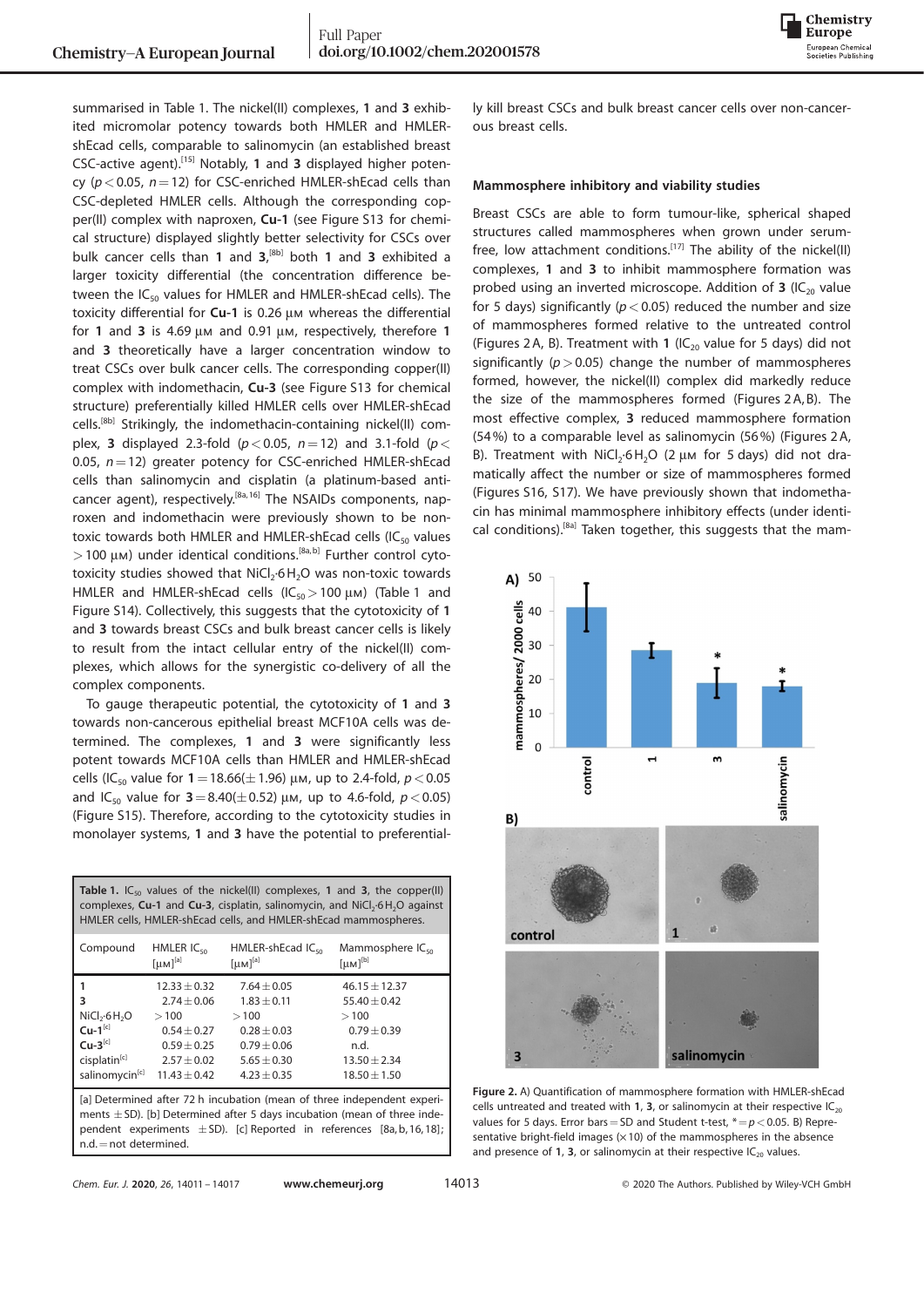summarised in Table 1. The nickel(II) complexes, **1** and **3** exhibited micromolar potency towards both HMLER and HMLER-shEcad cells, comparable to salinomycin (an established breast CSC-active agent).[15] Notably, **1** and **3** displayed higher potency ($p<0.05$, $n=12$) for CSC-enriched HMLER-shEcad cells than CSC-depleted HMLER cells. Although the corresponding copper(II) complex with naproxen, **Cu-1** (see Figure S13 for chemical structure) displayed slightly better selectivity for CSCs over bulk cancer cells than **1** and **3**,[8b] both **1** and **3** exhibited a larger toxicity differential (the concentration difference between the $IC_{50}$ values for HMLER and HMLER-shEcad cells). The toxicity differential for **Cu-1** is 0.26 μM whereas the differential for **1** and **3** is 4.69 μM and 0.91 μM, respectively, therefore **1** and **3** theoretically have a larger concentration window to treat CSCs over bulk cancer cells. The corresponding copper(II) complex with indomethacin, **Cu-3** (see Figure S13 for chemical structure) preferentially killed HMLER cells over HMLER-shEcad cells.[8b] Strikingly, the indomethacin-containing nickel(II) complex, **3** displayed 2.3-fold ($p<0.05$, $n=12$) and 3.1-fold ($p<0.05$, $n=12$) greater potency for CSC-enriched HMLER-shEcad cells than salinomycin and cisplatin (a platinum-based anticancer agent), respectively.[8a,16] The NSAIDs components, naproxen and indomethacin were previously shown to be non-toxic towards both HMLER and HMLER-shEcad cells ($IC_{50}$ values $>100$ μM) under identical conditions.[8a,b] Further control cytotoxicity studies showed that $NiCl_2{\cdot}6H_2O$ was non-toxic towards HMLER and HMLER-shEcad cells ($IC_{50}>100$ μM) (Table 1 and Figure S14). Collectively, this suggests that the cytotoxicity of **1** and **3** towards breast CSCs and bulk breast cancer cells is likely to result from the intact cellular entry of the nickel(II) complexes, which allows for the synergistic co-delivery of all the complex components.

To gauge therapeutic potential, the cytotoxicity of **1** and **3** towards non-cancerous epithelial breast MCF10A cells was determined. The complexes, **1** and **3** were significantly less potent towards MCF10A cells than HMLER and HMLER-shEcad cells ($IC_{50}$ value for **1** = 18.66(±1.96) μM, up to 2.4-fold, $p<0.05$ and $IC_{50}$ value for **3** = 8.40(±0.52) μM, up to 4.6-fold, $p<0.05$) (Figure S15). Therefore, according to the cytotoxicity studies in monolayer systems, **1** and **3** have the potential to preferentially kill breast CSCs and bulk breast cancer cells over non-cancerous breast cells.

**Table 1.** $IC_{50}$ values of the nickel(II) complexes, **1** and **3**, the copper(II) complexes, **Cu-1** and **Cu-3**, cisplatin, salinomycin, and $NiCl_2{\cdot}6H_2O$ against HMLER cells, HMLER-shEcad cells, and HMLER-shEcad mammospheres.

| Compound | HMLER $IC_{50}$ [μM][a] | HMLER-shEcad $IC_{50}$ [μM][a] | Mammosphere $IC_{50}$ [μM][b] |
|---|---|---|---|
| **1** | 12.33 ± 0.32 | 7.64 ± 0.05 | 46.15 ± 12.37 |
| **3** | 2.74 ± 0.06 | 1.83 ± 0.11 | 55.40 ± 0.42 |
| $NiCl_2{\cdot}6H_2O$ | >100 | >100 | >100 |
| **Cu-1**[c] | 0.54 ± 0.27 | 0.28 ± 0.03 | 0.79 ± 0.39 |
| **Cu-3**[c] | 0.59 ± 0.25 | 0.79 ± 0.06 | n.d. |
| cisplatin[c] | 2.57 ± 0.02 | 5.65 ± 0.30 | 13.50 ± 2.34 |
| salinomycin[c] | 11.43 ± 0.42 | 4.23 ± 0.35 | 18.50 ± 1.50 |

[a] Determined after 72 h incubation (mean of three independent experiments ± SD). [b] Determined after 5 days incubation (mean of three independent experiments ± SD). [c] Reported in references [8a, b, 16, 18]; n.d. = not determined.

### Mammosphere inhibitory and viability studies

Breast CSCs are able to form tumour-like, spherical shaped structures called mammospheres when grown under serum-free, low attachment conditions.[17] The ability of the nickel(II) complexes, **1** and **3** to inhibit mammosphere formation was probed using an inverted microscope. Addition of **3** ($IC_{20}$ value for 5 days) significantly ($p<0.05$) reduced the number and size of mammospheres formed relative to the untreated control (Figures 2 A, B). Treatment with **1** ($IC_{20}$ value for 5 days) did not significantly ($p>0.05$) change the number of mammospheres formed, however, the nickel(II) complex did markedly reduce the size of the mammospheres formed (Figures 2 A, B). The most effective complex, **3** reduced mammosphere formation (54%) to a comparable level as salinomycin (56%) (Figures 2 A, B). Treatment with $NiCl_2{\cdot}6H_2O$ (2 μM for 5 days) did not dramatically affect the number or size of mammospheres formed (Figures S16, S17). We have previously shown that indomethacin has minimal mammosphere inhibitory effects (under identical conditions).[8a] Taken together, this suggests that the mam-

**Figure 2.** A) Quantification of mammosphere formation with HMLER-shEcad cells untreated and treated with **1**, **3**, or salinomycin at their respective $IC_{20}$ values for 5 days. Error bars = SD and Student t-test, * = $p<0.05$. B) Representative bright-field images (×10) of the mammospheres in the absence and presence of **1**, **3**, or salinomycin at their respective $IC_{20}$ values.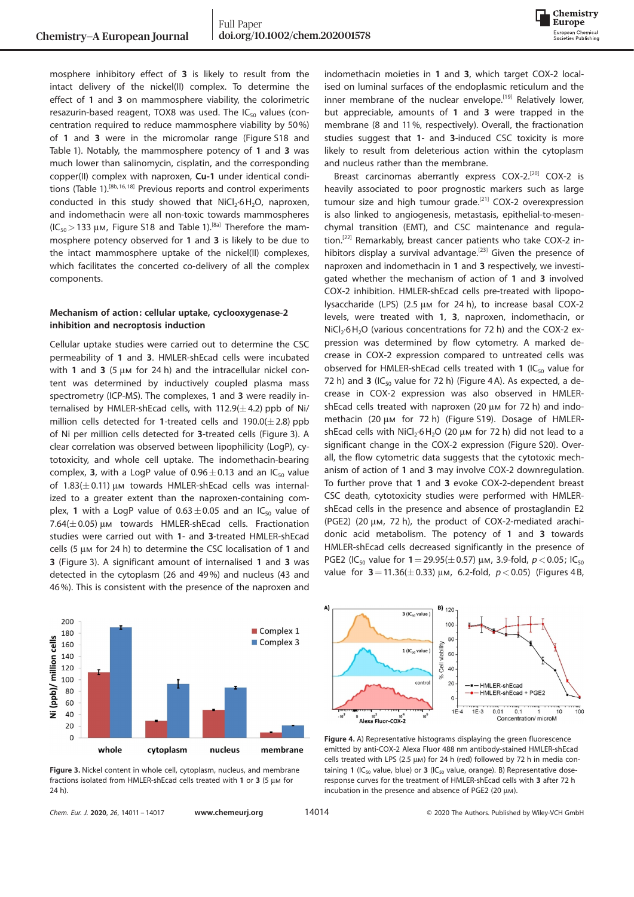mosphere inhibitory effect of **3** is likely to result from the intact delivery of the nickel(II) complex. To determine the effect of **1** and **3** on mammosphere viability, the colorimetric resazurin-based reagent, TOX8 was used. The $IC_{50}$ values (concentration required to reduce mammosphere viability by 50%) of **1** and **3** were in the micromolar range (Figure S18 and Table 1). Notably, the mammosphere potency of **1** and **3** was much lower than salinomycin, cisplatin, and the corresponding copper(II) complex with naproxen, **Cu-1** under identical conditions (Table 1).[8b,16,18] Previous reports and control experiments conducted in this study showed that $NiCl_2 \cdot 6H_2O$, naproxen, and indomethacin were all non-toxic towards mammospheres ($IC_{50} > 133$ μM, Figure S18 and Table 1).[8a] Therefore the mammosphere potency observed for **1** and **3** is likely to be due to the intact mammosphere uptake of the nickel(II) complexes, which facilitates the concerted co-delivery of all the complex components.

### Mechanism of action: cellular uptake, cyclooxygenase-2 inhibition and necroptosis induction

Cellular uptake studies were carried out to determine the CSC permeability of **1** and **3**. HMLER-shEcad cells were incubated with **1** and **3** (5 μM for 24 h) and the intracellular nickel content was determined by inductively coupled plasma mass spectrometry (ICP-MS). The complexes, **1** and **3** were readily internalised by HMLER-shEcad cells, with 112.9(±4.2) ppb of Ni/million cells detected for **1**-treated cells and 190.0(±2.8) ppb of Ni per million cells detected for **3**-treated cells (Figure 3). A clear correlation was observed between lipophilicity (LogP), cytotoxicity, and whole cell uptake. The indomethacin-bearing complex, **3**, with a LogP value of 0.96±0.13 and an $IC_{50}$ value of 1.83(±0.11) μM towards HMLER-shEcad cells was internalized to a greater extent than the naproxen-containing complex, **1** with a LogP value of 0.63±0.05 and an $IC_{50}$ value of 7.64(±0.05) μM towards HMLER-shEcad cells. Fractionation studies were carried out with **1**- and **3**-treated HMLER-shEcad cells (5 μM for 24 h) to determine the CSC localisation of **1** and **3** (Figure 3). A significant amount of internalised **1** and **3** was detected in the cytoplasm (26 and 49%) and nucleus (43 and 46%). This is consistent with the presence of the naproxen and indomethacin moieties in **1** and **3**, which target COX-2 localised on luminal surfaces of the endoplasmic reticulum and the inner membrane of the nuclear envelope.[19] Relatively lower, but appreciable, amounts of **1** and **3** were trapped in the membrane (8 and 11%, respectively). Overall, the fractionation studies suggest that **1**- and **3**-induced CSC toxicity is more likely to result from deleterious action within the cytoplasm and nucleus rather than the membrane.

Breast carcinomas aberrantly express COX-2.[20] COX-2 is heavily associated to poor prognostic markers such as large tumour size and high tumour grade.[21] COX-2 overexpression is also linked to angiogenesis, metastasis, epithelial-to-mesenchymal transition (EMT), and CSC maintenance and regulation.[22] Remarkably, breast cancer patients who take COX-2 inhibitors display a survival advantage.[23] Given the presence of naproxen and indomethacin in **1** and **3** respectively, we investigated whether the mechanism of action of **1** and **3** involved COX-2 inhibition. HMLER-shEcad cells pre-treated with lipopolysaccharide (LPS) (2.5 μM for 24 h), to increase basal COX-2 levels, were treated with **1**, **3**, naproxen, indomethacin, or $NiCl_2 \cdot 6H_2O$ (various concentrations for 72 h) and the COX-2 expression was determined by flow cytometry. A marked decrease in COX-2 expression compared to untreated cells was observed for HMLER-shEcad cells treated with **1** ($IC_{50}$ value for 72 h) and **3** ($IC_{50}$ value for 72 h) (Figure 4A). As expected, a decrease in COX-2 expression was also observed in HMLER-shEcad cells treated with naproxen (20 μM for 72 h) and indomethacin (20 μM for 72 h) (Figure S19). Dosage of HMLER-shEcad cells with $NiCl_2 \cdot 6H_2O$ (20 μM for 72 h) did not lead to a significant change in the COX-2 expression (Figure S20). Overall, the flow cytometric data suggests that the cytotoxic mechanism of action of **1** and **3** may involve COX-2 downregulation. To further prove that **1** and **3** evoke COX-2-dependent breast CSC death, cytotoxicity studies were performed with HMLER-shEcad cells in the presence and absence of prostaglandin E2 (PGE2) (20 μM, 72 h), the product of COX-2-mediated arachidonic acid metabolism. The potency of **1** and **3** towards HMLER-shEcad cells decreased significantly in the presence of PGE2 ($IC_{50}$ value for **1** = 29.95(±0.57) μM, 3.9-fold, $p < 0.05$; $IC_{50}$ value for **3** = 11.36(±0.33) μM, 6.2-fold, $p < 0.05$) (Figures 4B,

**Figure 3.** Nickel content in whole cell, cytoplasm, nucleus, and membrane fractions isolated from HMLER-shEcad cells treated with **1** or **3** (5 μM for 24 h).

**Figure 4.** A) Representative histograms displaying the green fluorescence emitted by anti-COX-2 Alexa Fluor 488 nm antibody-stained HMLER-shEcad cells treated with LPS (2.5 μM) for 24 h (red) followed by 72 h in media containing **1** ($IC_{50}$ value, blue) or **3** ($IC_{50}$ value, orange). B) Representative dose-response curves for the treatment of HMLER-shEcad cells with **3** after 72 h incubation in the presence and absence of PGE2 (20 μM).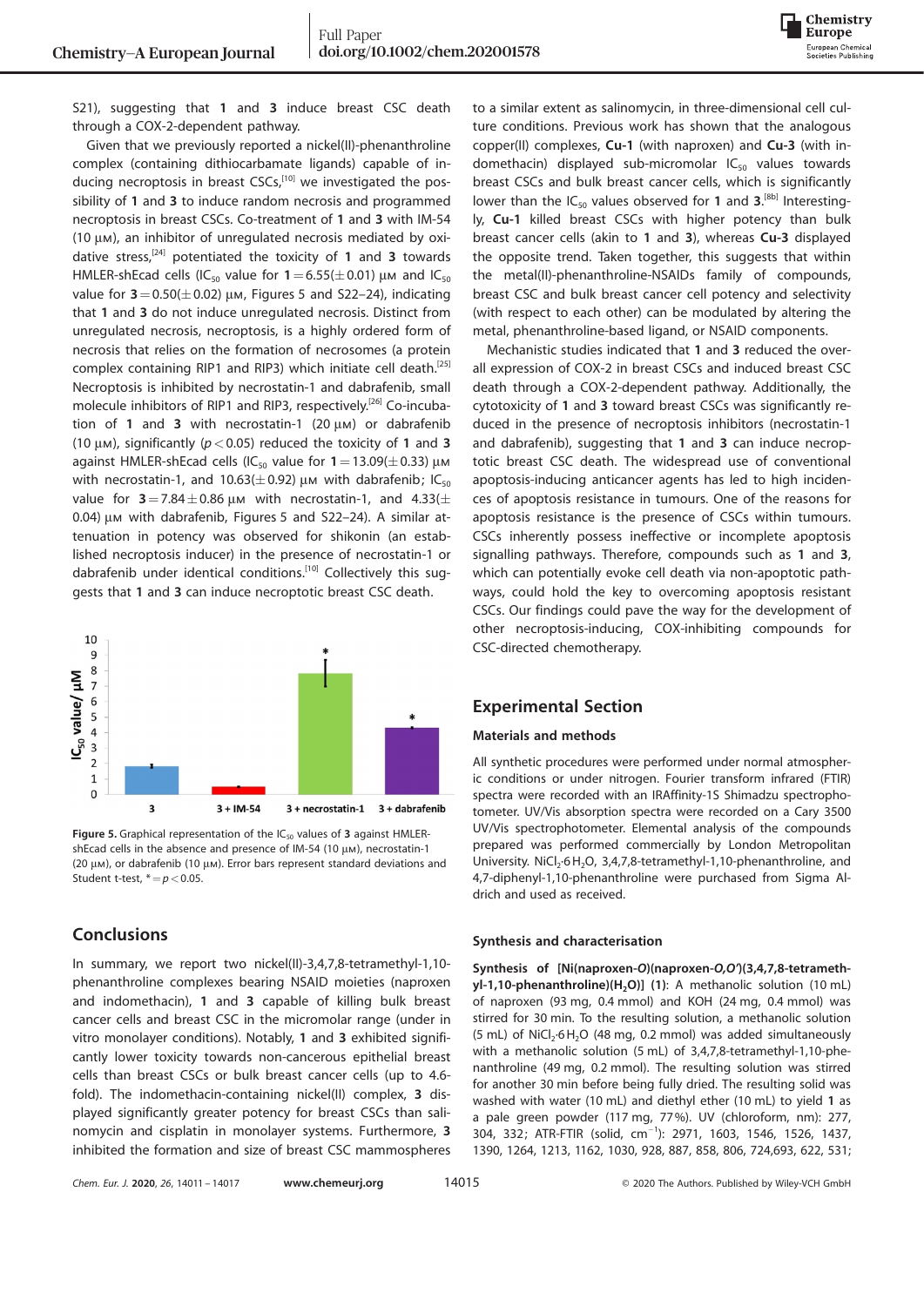S21), suggesting that **1** and **3** induce breast CSC death through a COX-2-dependent pathway.

Given that we previously reported a nickel(II)-phenanthroline complex (containing dithiocarbamate ligands) capable of inducing necroptosis in breast CSCs,[10] we investigated the possibility of **1** and **3** to induce random necrosis and programmed necroptosis in breast CSCs. Co-treatment of **1** and **3** with IM-54 (10 μM), an inhibitor of unregulated necrosis mediated by oxidative stress,[24] potentiated the toxicity of **1** and **3** towards HMLER-shEcad cells ($IC_{50}$ value for **1** = 6.55(±0.01) μM and $IC_{50}$ value for **3** = 0.50(±0.02) μM, Figures 5 and S22–24), indicating that **1** and **3** do not induce unregulated necrosis. Distinct from unregulated necrosis, necroptosis, is a highly ordered form of necrosis that relies on the formation of necrosomes (a protein complex containing RIP1 and RIP3) which initiate cell death.[25] Necroptosis is inhibited by necrostatin-1 and dabrafenib, small molecule inhibitors of RIP1 and RIP3, respectively.[26] Co-incubation of **1** and **3** with necrostatin-1 (20 μM) or dabrafenib (10 μM), significantly ($p < 0.05$) reduced the toxicity of **1** and **3** against HMLER-shEcad cells ($IC_{50}$ value for **1** = 13.09(±0.33) μM with necrostatin-1, and 10.63(±0.92) μM with dabrafenib; $IC_{50}$ value for **3** = 7.84±0.86 μM with necrostatin-1, and 4.33(±0.04) μM with dabrafenib, Figures 5 and S22–24). A similar attenuation in potency was observed for shikonin (an established necroptosis inducer) in the presence of necrostatin-1 or dabrafenib under identical conditions.[10] Collectively this suggests that **1** and **3** can induce necroptotic breast CSC death.

**Figure 5.** Graphical representation of the $IC_{50}$ values of **3** against HMLER-shEcad cells in the absence and presence of IM-54 (10 μM), necrostatin-1 (20 μM), or dabrafenib (10 μM). Error bars represent standard deviations and Student t-test, * = $p < 0.05$.

## Conclusions

In summary, we report two nickel(II)-3,4,7,8-tetramethyl-1,10-phenanthroline complexes bearing NSAID moieties (naproxen and indomethacin), **1** and **3** capable of killing bulk breast cancer cells and breast CSC in the micromolar range (under in vitro monolayer conditions). Notably, **1** and **3** exhibited significantly lower toxicity towards non-cancerous epithelial breast cells than breast CSCs or bulk breast cancer cells (up to 4.6-fold). The indomethacin-containing nickel(II) complex, **3** displayed significantly greater potency for breast CSCs than salinomycin and cisplatin in monolayer systems. Furthermore, **3** inhibited the formation and size of breast CSC mammospheres to a similar extent as salinomycin, in three-dimensional cell culture conditions. Previous work has shown that the analogous copper(II) complexes, **Cu-1** (with naproxen) and **Cu-3** (with indomethacin) displayed sub-micromolar $IC_{50}$ values towards breast CSCs and bulk breast cancer cells, which is significantly lower than the $IC_{50}$ values observed for **1** and **3**.[8b] Interestingly, **Cu-1** killed breast CSCs with higher potency than bulk breast cancer cells (akin to **1** and **3**), whereas **Cu-3** displayed the opposite trend. Taken together, this suggests that within the metal(II)-phenanthroline-NSAIDs family of compounds, breast CSC and bulk breast cancer cell potency and selectivity (with respect to each other) can be modulated by altering the metal, phenanthroline-based ligand, or NSAID components.

Mechanistic studies indicated that **1** and **3** reduced the overall expression of COX-2 in breast CSCs and induced breast CSC death through a COX-2-dependent pathway. Additionally, the cytotoxicity of **1** and **3** toward breast CSCs was significantly reduced in the presence of necroptosis inhibitors (necrostatin-1 and dabrafenib), suggesting that **1** and **3** can induce necroptotic breast CSC death. The widespread use of conventional apoptosis-inducing anticancer agents has led to high incidences of apoptosis resistance in tumours. One of the reasons for apoptosis resistance is the presence of CSCs within tumours. CSCs inherently possess ineffective or incomplete apoptosis signalling pathways. Therefore, compounds such as **1** and **3**, which can potentially evoke cell death via non-apoptotic pathways, could hold the key to overcoming apoptosis resistant CSCs. Our findings could pave the way for the development of other necroptosis-inducing, COX-inhibiting compounds for CSC-directed chemotherapy.

## Experimental Section

### Materials and methods

All synthetic procedures were performed under normal atmospheric conditions or under nitrogen. Fourier transform infrared (FTIR) spectra were recorded with an IRAffinity-1S Shimadzu spectrophotometer. UV/Vis absorption spectra were recorded on a Cary 3500 UV/Vis spectrophotometer. Elemental analysis of the compounds prepared was performed commercially by London Metropolitan University. $NiCl_2 \cdot 6H_2O$, 3,4,7,8-tetramethyl-1,10-phenanthroline, and 4,7-diphenyl-1,10-phenanthroline were purchased from Sigma Aldrich and used as received.

### Synthesis and characterisation

**Synthesis of [Ni(naproxen-*O*)(naproxen-*O,O'*)(3,4,7,8-tetramethyl-1,10-phenanthroline)($H_2O$)] (1)**: A methanolic solution (10 mL) of naproxen (93 mg, 0.4 mmol) and KOH (24 mg, 0.4 mmol) was stirred for 30 min. To the resulting solution, a methanolic solution (5 mL) of $NiCl_2 \cdot 6H_2O$ (48 mg, 0.2 mmol) was added simultaneously with a methanolic solution (5 mL) of 3,4,7,8-tetramethyl-1,10-phenanthroline (49 mg, 0.2 mmol). The resulting solution was stirred for another 30 min before being fully dried. The resulting solid was washed with water (10 mL) and diethyl ether (10 mL) to yield **1** as a pale green powder (117 mg, 77%). UV (chloroform, nm): 277, 304, 332; ATR-FTIR (solid, $cm^{-1}$): 2971, 1603, 1546, 1526, 1437, 1390, 1264, 1213, 1162, 1030, 928, 887, 858, 806, 724,693, 622, 531;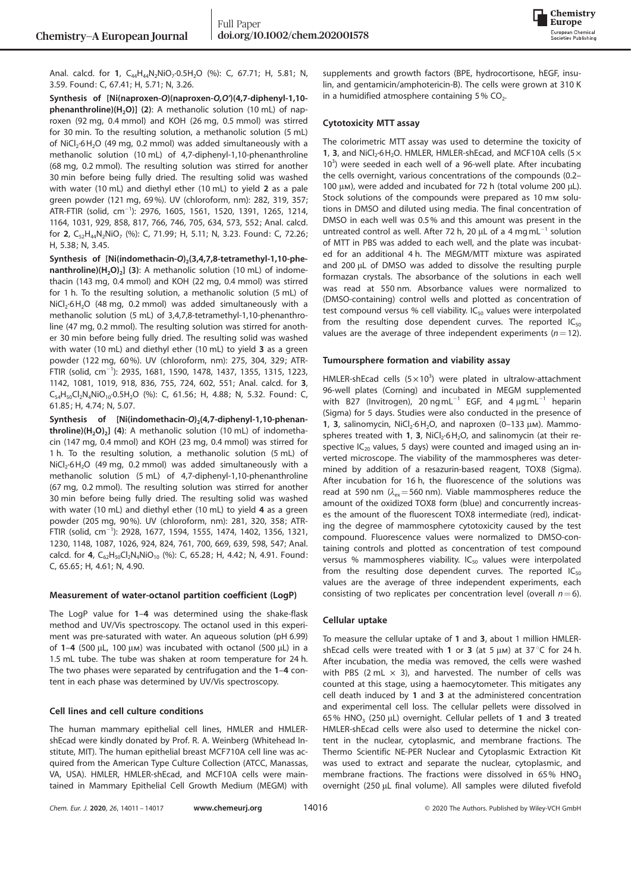Anal. calcd. for **1**, $C_{44}H_{44}N_2NiO_7{\cdot}0.5H_2O$ (%): C, 67.71; H, 5.81; N, 3.59. Found: C, 67.41; H, 5.71; N, 3.26.

**Synthesis of [Ni(naproxen-*O*)(naproxen-*O,O′*)(4,7-diphenyl-1,10-phenanthroline)($H_2O$)] (2)**: A methanolic solution (10 mL) of naproxen (92 mg, 0.4 mmol) and KOH (26 mg, 0.5 mmol) was stirred for 30 min. To the resulting solution, a methanolic solution (5 mL) of $NiCl_2{\cdot}6H_2O$ (49 mg, 0.2 mmol) was added simultaneously with a methanolic solution (10 mL) of 4,7-diphenyl-1,10-phenanthroline (68 mg, 0.2 mmol). The resulting solution was stirred for another 30 min before being fully dried. The resulting solid was washed with water (10 mL) and diethyl ether (10 mL) to yield **2** as a pale green powder (121 mg, 69 %). UV (chloroform, nm): 282, 319, 357; ATR-FTIR (solid, $cm^{-1}$): 2976, 1605, 1561, 1520, 1391, 1265, 1214, 1164, 1031, 929, 858, 817, 766, 746, 705, 634, 573, 552; Anal. calcd. for **2**, $C_{52}H_{44}N_2NiO_7$ (%): C, 71.99; H, 5.11; N, 3.23. Found: C, 72.26; H, 5.38; N, 3.45.

**Synthesis of [Ni(indomethacin-*O*)$_2$(3,4,7,8-tetramethyl-1,10-phenanthroline)($H_2O$)$_2$] (3)**: A methanolic solution (10 mL) of indomethacin (143 mg, 0.4 mmol) and KOH (22 mg, 0.4 mmol) was stirred for 1 h. To the resulting solution, a methanolic solution (5 mL) of $NiCl_2{\cdot}6H_2O$ (48 mg, 0.2 mmol) was added simultaneously with a methanolic solution (5 mL) of 3,4,7,8-tetramethyl-1,10-phenanthroline (47 mg, 0.2 mmol). The resulting solution was stirred for another 30 min before being fully dried. The resulting solid was washed with water (10 mL) and diethyl ether (10 mL) to yield **3** as a green powder (122 mg, 60 %). UV (chloroform, nm): 275, 304, 329; ATR-FTIR (solid, $cm^{-1}$): 2935, 1681, 1590, 1478, 1437, 1355, 1315, 1223, 1142, 1081, 1019, 918, 836, 755, 724, 602, 551; Anal. calcd. for **3**, $C_{54}H_{50}Cl_2N_4NiO_{10}{\cdot}0.5H_2O$ (%): C, 61.56; H, 4.88; N, 5.32. Found: C, 61.85; H, 4.74; N, 5.07.

**Synthesis of [Ni(indomethacin-*O*)$_2$(4,7-diphenyl-1,10-phenanthroline)($H_2O$)$_2$] (4)**: A methanolic solution (10 mL) of indomethacin (147 mg, 0.4 mmol) and KOH (23 mg, 0.4 mmol) was stirred for 1 h. To the resulting solution, a methanolic solution (5 mL) of $NiCl_2{\cdot}6H_2O$ (49 mg, 0.2 mmol) was added simultaneously with a methanolic solution (5 mL) of 4,7-diphenyl-1,10-phenanthroline (67 mg, 0.2 mmol). The resulting solution was stirred for another 30 min before being fully dried. The resulting solid was washed with water (10 mL) and diethyl ether (10 mL) to yield **4** as a green powder (205 mg, 90 %). UV (chloroform, nm): 281, 320, 358; ATR-FTIR (solid, $cm^{-1}$): 2928, 1677, 1594, 1555, 1474, 1402, 1356, 1321, 1230, 1148, 1087, 1026, 924, 824, 761, 700, 669, 639, 598, 547; Anal. calcd. for **4**, $C_{62}H_{50}Cl_2N_4NiO_{10}$ (%): C, 65.28; H, 4.42; N, 4.91. Found: C, 65.65; H, 4.61; N, 4.90.

### Measurement of water-octanol partition coefficient (LogP)

The LogP value for **1**–**4** was determined using the shake-flask method and UV/Vis spectroscopy. The octanol used in this experiment was pre-saturated with water. An aqueous solution (pH 6.99) of **1**–**4** (500 μL, 100 μM) was incubated with octanol (500 μL) in a 1.5 mL tube. The tube was shaken at room temperature for 24 h. The two phases were separated by centrifugation and the **1**–**4** content in each phase was determined by UV/Vis spectroscopy.

### Cell lines and cell culture conditions

The human mammary epithelial cell lines, HMLER and HMLER-shEcad were kindly donated by Prof. R. A. Weinberg (Whitehead Institute, MIT). The human epithelial breast MCF710A cell line was acquired from the American Type Culture Collection (ATCC, Manassas, VA, USA). HMLER, HMLER-shEcad, and MCF10A cells were maintained in Mammary Epithelial Cell Growth Medium (MEGM) with supplements and growth factors (BPE, hydrocortisone, hEGF, insulin, and gentamicin/amphotericin-B). The cells were grown at 310 K in a humidified atmosphere containing 5 % $CO_2$.

### Cytotoxicity MTT assay

The colorimetric MTT assay was used to determine the toxicity of **1**, **3**, and $NiCl_2{\cdot}6H_2O$. HMLER, HMLER-shEcad, and MCF10A cells ($5\times10^3$) were seeded in each well of a 96-well plate. After incubating the cells overnight, various concentrations of the compounds (0.2–100 μM), were added and incubated for 72 h (total volume 200 μL). Stock solutions of the compounds were prepared as 10 mM solutions in DMSO and diluted using media. The final concentration of DMSO in each well was 0.5 % and this amount was present in the untreated control as well. After 72 h, 20 μL of a 4 mg mL$^{-1}$ solution of MTT in PBS was added to each well, and the plate was incubated for an additional 4 h. The MEGM/MTT mixture was aspirated and 200 μL of DMSO was added to dissolve the resulting purple formazan crystals. The absorbance of the solutions in each well was read at 550 nm. Absorbance values were normalized to (DMSO-containing) control wells and plotted as concentration of test compound versus % cell viability. $IC_{50}$ values were interpolated from the resulting dose dependent curves. The reported $IC_{50}$ values are the average of three independent experiments ($n = 12$).

### Tumoursphere formation and viability assay

HMLER-shEcad cells ($5\times10^3$) were plated in ultralow-attachment 96-well plates (Corning) and incubated in MEGM supplemented with B27 (Invitrogen), 20 ng mL$^{-1}$ EGF, and 4 μg mL$^{-1}$ heparin (Sigma) for 5 days. Studies were also conducted in the presence of **1**, **3**, salinomycin, $NiCl_2{\cdot}6H_2O$, and naproxen (0–133 μM). Mammospheres treated with **1**, **3**, $NiCl_2{\cdot}6H_2O$, and salinomycin (at their respective $IC_{20}$ values, 5 days) were counted and imaged using an inverted microscope. The viability of the mammospheres was determined by addition of a resazurin-based reagent, TOX8 (Sigma). After incubation for 16 h, the fluorescence of the solutions was read at 590 nm ($\lambda_{ex} = 560$ nm). Viable mammospheres reduce the amount of the oxidized TOX8 form (blue) and concurrently increases the amount of the fluorescent TOX8 intermediate (red), indicating the degree of mammosphere cytotoxicity caused by the test compound. Fluorescence values were normalized to DMSO-containing controls and plotted as concentration of test compound versus % mammospheres viability. $IC_{50}$ values were interpolated from the resulting dose dependent curves. The reported $IC_{50}$ values are the average of three independent experiments, each consisting of two replicates per concentration level (overall $n = 6$).

### Cellular uptake

To measure the cellular uptake of **1** and **3**, about 1 million HMLER-shEcad cells were treated with **1** or **3** (at 5 μM) at 37 °C for 24 h. After incubation, the media was removed, the cells were washed with PBS (2 mL × 3), and harvested. The number of cells was counted at this stage, using a haemocytometer. This mitigates any cell death induced by **1** and **3** at the administered concentration and experimental cell loss. The cellular pellets were dissolved in 65 % $HNO_3$ (250 μL) overnight. Cellular pellets of **1** and **3** treated HMLER-shEcad cells were also used to determine the nickel content in the nuclear, cytoplasmic, and membrane fractions. The Thermo Scientific NE-PER Nuclear and Cytoplasmic Extraction Kit was used to extract and separate the nuclear, cytoplasmic, and membrane fractions. The fractions were dissolved in 65 % $HNO_3$ overnight (250 μL final volume). All samples were diluted fivefold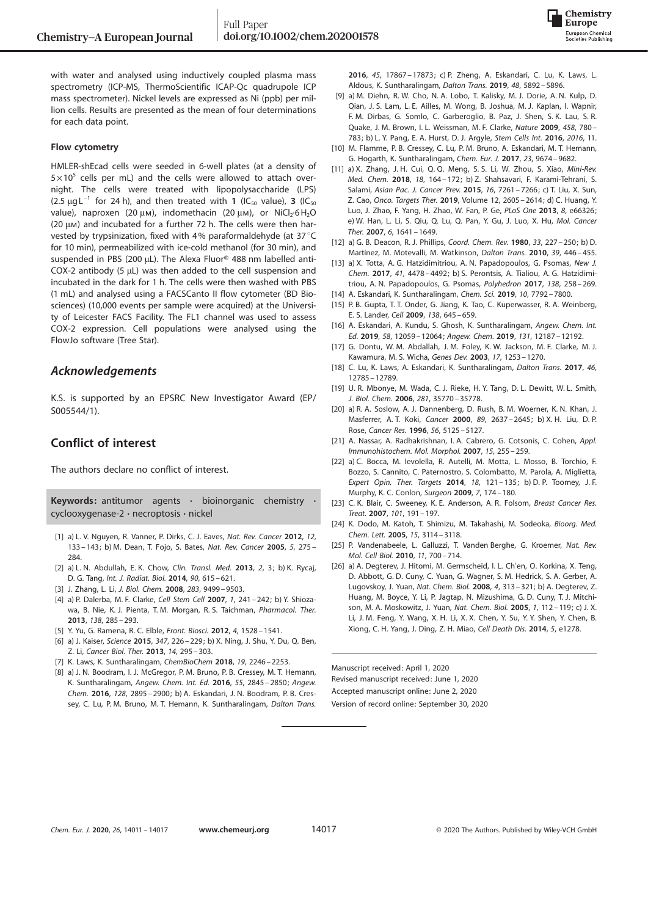with water and analysed using inductively coupled plasma mass spectrometry (ICP-MS, ThermoScientific ICAP-Qc quadrupole ICP mass spectrometer). Nickel levels are expressed as Ni (ppb) per million cells. Results are presented as the mean of four determinations for each data point.

#### Flow cytometry

HMLER-shEcad cells were seeded in 6-well plates (at a density of $5\times10^5$ cells per mL) and the cells were allowed to attach overnight. The cells were treated with lipopolysaccharide (LPS) ($2.5\ \mu g L^{-1}$ for 24 h), and then treated with **1** ($IC_{50}$ value), **3** ($IC_{50}$ value), naproxen (20 μM), indomethacin (20 μM), or $NiCl_2{\cdot}6H_2O$ (20 μM) and incubated for a further 72 h. The cells were then harvested by trypsinization, fixed with 4% paraformaldehyde (at 37 °C for 10 min), permeabilized with ice-cold methanol (for 30 min), and suspended in PBS (200 μL). The Alexa Fluor® 488 nm labelled anti-COX-2 antibody (5 μL) was then added to the cell suspension and incubated in the dark for 1 h. The cells were then washed with PBS (1 mL) and analysed using a FACSCanto II flow cytometer (BD Biosciences) (10,000 events per sample were acquired) at the University of Leicester FACS Facility. The FL1 channel was used to assess COX-2 expression. Cell populations were analysed using the FlowJo software (Tree Star).

## *Acknowledgements*

K.S. is supported by an EPSRC New Investigator Award (EP/S005544/1).

## Conflict of interest

The authors declare no conflict of interest.

**Keywords:** antitumor agents · bioinorganic chemistry · cyclooxygenase-2 · necroptosis · nickel

[1] a) L. V. Nguyen, R. Vanner, P. Dirks, C. J. Eaves, *Nat. Rev. Cancer* **2012**, *12*, 133–143; b) M. Dean, T. Fojo, S. Bates, *Nat. Rev. Cancer* **2005**, *5*, 275–284.

[2] a) L. N. Abdullah, E. K. Chow, *Clin. Transl. Med.* **2013**, *2*, 3; b) K. Rycaj, D. G. Tang, *Int. J. Radiat. Biol.* **2014**, *90*, 615–621.

[3] J. Zhang, L. Li, *J. Biol. Chem.* **2008**, *283*, 9499–9503.

[4] a) P. Dalerba, M. F. Clarke, *Cell Stem Cell* **2007**, *1*, 241–242; b) Y. Shiozawa, B. Nie, K. J. Pienta, T. M. Morgan, R. S. Taichman, *Pharmacol. Ther.* **2013**, *138*, 285–293.

[5] Y. Yu, G. Ramena, R. C. Elble, *Front. Biosci.* **2012**, *4*, 1528–1541.

[6] a) J. Kaiser, *Science* **2015**, *347*, 226–229; b) X. Ning, J. Shu, Y. Du, Q. Ben, Z. Li, *Cancer Biol. Ther.* **2013**, *14*, 295–303.

[7] K. Laws, K. Suntharalingam, *ChemBioChem* **2018**, *19*, 2246–2253.

[8] a) J. N. Boodram, I. J. McGregor, P. M. Bruno, P. B. Cressey, M. T. Hemann, K. Suntharalingam, *Angew. Chem. Int. Ed.* **2016**, *55*, 2845–2850; *Angew. Chem.* **2016**, *128*, 2895–2900; b) A. Eskandari, J. N. Boodram, P. B. Cressey, C. Lu, P. M. Bruno, M. T. Hemann, K. Suntharalingam, *Dalton Trans.* **2016**, *45*, 17867–17873; c) P. Zheng, A. Eskandari, C. Lu, K. Laws, L. Aldous, K. Suntharalingam, *Dalton Trans.* **2019**, *48*, 5892–5896.

[9] a) M. Diehn, R. W. Cho, N. A. Lobo, T. Kalisky, M. J. Dorie, A. N. Kulp, D. Qian, J. S. Lam, L. E. Ailles, M. Wong, B. Joshua, M. J. Kaplan, I. Wapnir, F. M. Dirbas, G. Somlo, C. Garberoglio, B. Paz, J. Shen, S. K. Lau, S. R. Quake, J. M. Brown, I. L. Weissman, M. F. Clarke, *Nature* **2009**, *458*, 780–783; b) L. Y. Pang, E. A. Hurst, D. J. Argyle, *Stem Cells Int.* **2016**, *2016*, 11.

[10] M. Flamme, P. B. Cressey, C. Lu, P. M. Bruno, A. Eskandari, M. T. Hemann, G. Hogarth, K. Suntharalingam, *Chem. Eur. J.* **2017**, *23*, 9674–9682.

[11] a) X. Zhang, J. H. Cui, Q. Q. Meng, S. S. Li, W. Zhou, S. Xiao, *Mini-Rev. Med. Chem.* **2018**, *18*, 164–172; b) Z. Shahsavari, F. Karami-Tehrani, S. Salami, *Asian Pac. J. Cancer Prev.* **2015**, *16*, 7261–7266; c) T. Liu, X. Sun, Z. Cao, *Onco. Targets Ther.* **2019**, Volume 12, 2605–2614; d) C. Huang, Y. Luo, J. Zhao, F. Yang, H. Zhao, W. Fan, P. Ge, *PLoS One* **2013**, *8*, e66326; e) W. Han, L. Li, S. Qiu, Q. Lu, Q. Pan, Y. Gu, J. Luo, X. Hu, *Mol. Cancer Ther.* **2007**, *6*, 1641–1649.

[12] a) G. B. Deacon, R. J. Phillips, *Coord. Chem. Rev.* **1980**, *33*, 227–250; b) D. Martínez, M. Motevalli, M. Watkinson, *Dalton Trans.* **2010**, *39*, 446–455.

[13] a) X. Totta, A. G. Hatzidimitriou, A. N. Papadopoulos, G. Psomas, *New J. Chem.* **2017**, *41*, 4478–4492; b) S. Perontsis, A. Tialiou, A. G. Hatzidimitriou, A. N. Papadopoulos, G. Psomas, *Polyhedron* **2017**, *138*, 258–269.

[14] A. Eskandari, K. Suntharalingam, *Chem. Sci.* **2019**, *10*, 7792–7800.

[15] P. B. Gupta, T. T. Onder, G. Jiang, K. Tao, C. Kuperwasser, R. A. Weinberg, E. S. Lander, *Cell* **2009**, *138*, 645–659.

[16] A. Eskandari, A. Kundu, S. Ghosh, K. Suntharalingam, *Angew. Chem. Int. Ed.* **2019**, *58*, 12059–12064; *Angew. Chem.* **2019**, *131*, 12187–12192.

[17] G. Dontu, W. M. Abdallah, J. M. Foley, K. W. Jackson, M. F. Clarke, M. J. Kawamura, M. S. Wicha, *Genes Dev.* **2003**, *17*, 1253–1270.

[18] C. Lu, K. Laws, A. Eskandari, K. Suntharalingam, *Dalton Trans.* **2017**, *46*, 12785–12789.

[19] U. R. Mbonye, M. Wada, C. J. Rieke, H. Y. Tang, D. L. Dewitt, W. L. Smith, *J. Biol. Chem.* **2006**, *281*, 35770–35778.

[20] a) R. A. Soslow, A. J. Dannenberg, D. Rush, B. M. Woerner, K. N. Khan, J. Masferrer, A. T. Koki, *Cancer* **2000**, *89*, 2637–2645; b) X. H. Liu, D. P. Rose, *Cancer Res.* **1996**, *56*, 5125–5127.

[21] A. Nassar, A. Radhakrishnan, I. A. Cabrero, G. Cotsonis, C. Cohen, *Appl. Immunohistochem. Mol. Morphol.* **2007**, *15*, 255–259.

[22] a) C. Bocca, M. Ievolella, R. Autelli, M. Motta, L. Mosso, B. Torchio, F. Bozzo, S. Cannito, C. Paternostro, S. Colombatto, M. Parola, A. Miglietta, *Expert Opin. Ther. Targets* **2014**, *18*, 121–135; b) D. P. Toomey, J. F. Murphy, K. C. Conlon, *Surgeon* **2009**, *7*, 174–180.

[23] C. K. Blair, C. Sweeney, K. E. Anderson, A. R. Folsom, *Breast Cancer Res. Treat.* **2007**, *101*, 191–197.

[24] K. Dodo, M. Katoh, T. Shimizu, M. Takahashi, M. Sodeoka, *Bioorg. Med. Chem. Lett.* **2005**, *15*, 3114–3118.

[25] P. Vandenabeele, L. Galluzzi, T. Vanden Berghe, G. Kroemer, *Nat. Rev. Mol. Cell Biol.* **2010**, *11*, 700–714.

[26] a) A. Degterev, J. Hitomi, M. Germscheid, I. L. Ch'en, O. Korkina, X. Teng, D. Abbott, G. D. Cuny, C. Yuan, G. Wagner, S. M. Hedrick, S. A. Gerber, A. Lugovskoy, J. Yuan, *Nat. Chem. Biol.* **2008**, *4*, 313–321; b) A. Degterev, Z. Huang, M. Boyce, Y. Li, P. Jagtap, N. Mizushima, G. D. Cuny, T. J. Mitchison, M. A. Moskowitz, J. Yuan, *Nat. Chem. Biol.* **2005**, *1*, 112–119; c) J. X. Li, J. M. Feng, Y. Wang, X. H. Li, X. X. Chen, Y. Su, Y. Y. Shen, Y. Chen, B. Xiong, C. H. Yang, J. Ding, Z. H. Miao, *Cell Death Dis.* **2014**, *5*, e1278.

Manuscript received: April 1, 2020
Revised manuscript received: June 1, 2020
Accepted manuscript online: June 2, 2020
Version of record online: September 30, 2020